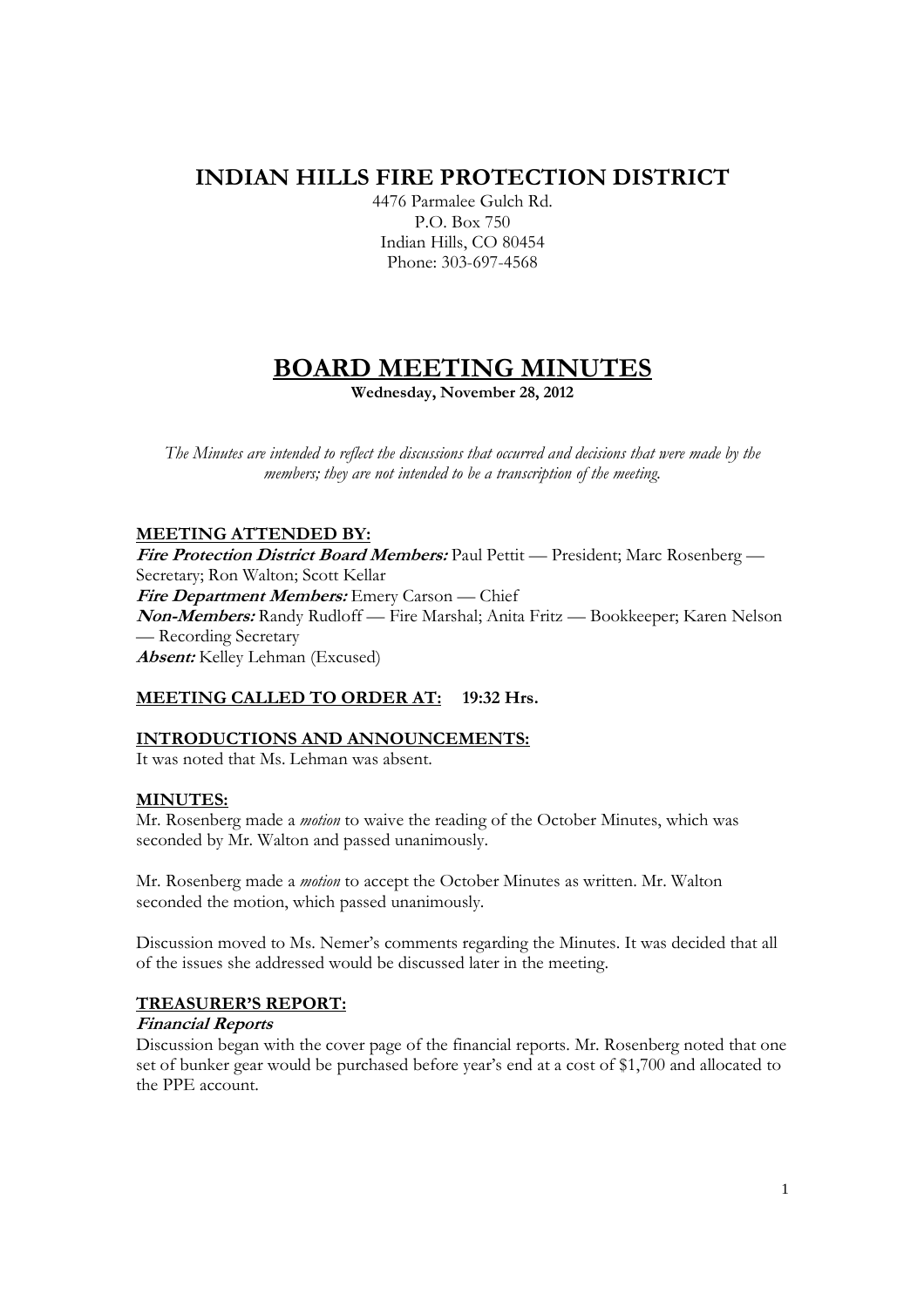# INDIAN HILLS FIRE PROTECTION DISTRICT

4476 Parmalee Gulch Rd.
P.O. Box 750
Indian Hills, CO 80454
Phone: 303-697-4568

# BOARD MEETING MINUTES

**Wednesday, November 28, 2012**

*The Minutes are intended to reflect the discussions that occurred and decisions that were made by the members; they are not intended to be a transcription of the meeting.*

## MEETING ATTENDED BY:

***Fire Protection District Board Members:*** Paul Pettit — President; Marc Rosenberg — Secretary; Ron Walton; Scott Kellar
***Fire Department Members:*** Emery Carson — Chief
***Non-Members:*** Randy Rudloff — Fire Marshal; Anita Fritz — Bookkeeper; Karen Nelson — Recording Secretary
***Absent:*** Kelley Lehman (Excused)

## MEETING CALLED TO ORDER AT: 19:32 Hrs.

## INTRODUCTIONS AND ANNOUNCEMENTS:

It was noted that Ms. Lehman was absent.

## MINUTES:

Mr. Rosenberg made a *motion* to waive the reading of the October Minutes, which was seconded by Mr. Walton and passed unanimously.

Mr. Rosenberg made a *motion* to accept the October Minutes as written. Mr. Walton seconded the motion, which passed unanimously.

Discussion moved to Ms. Nemer's comments regarding the Minutes. It was decided that all of the issues she addressed would be discussed later in the meeting.

## TREASURER'S REPORT:

### *Financial Reports*

Discussion began with the cover page of the financial reports. Mr. Rosenberg noted that one set of bunker gear would be purchased before year's end at a cost of $1,700 and allocated to the PPE account.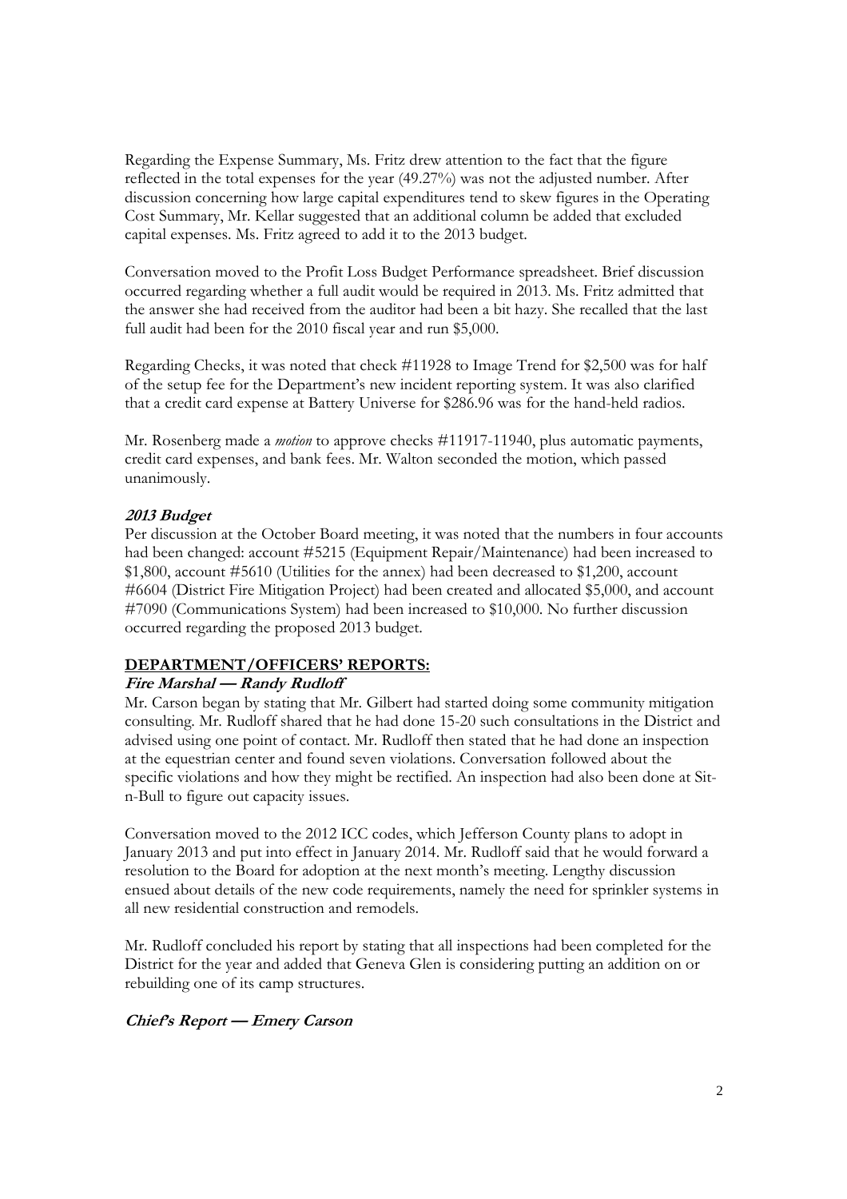Regarding the Expense Summary, Ms. Fritz drew attention to the fact that the figure reflected in the total expenses for the year (49.27%) was not the adjusted number. After discussion concerning how large capital expenditures tend to skew figures in the Operating Cost Summary, Mr. Kellar suggested that an additional column be added that excluded capital expenses. Ms. Fritz agreed to add it to the 2013 budget.

Conversation moved to the Profit Loss Budget Performance spreadsheet. Brief discussion occurred regarding whether a full audit would be required in 2013. Ms. Fritz admitted that the answer she had received from the auditor had been a bit hazy. She recalled that the last full audit had been for the 2010 fiscal year and run $5,000.

Regarding Checks, it was noted that check #11928 to Image Trend for $2,500 was for half of the setup fee for the Department's new incident reporting system. It was also clarified that a credit card expense at Battery Universe for $286.96 was for the hand-held radios.

Mr. Rosenberg made a *motion* to approve checks #11917-11940, plus automatic payments, credit card expenses, and bank fees. Mr. Walton seconded the motion, which passed unanimously.

***2013 Budget***

Per discussion at the October Board meeting, it was noted that the numbers in four accounts had been changed: account #5215 (Equipment Repair/Maintenance) had been increased to $1,800, account #5610 (Utilities for the annex) had been decreased to $1,200, account #6604 (District Fire Mitigation Project) had been created and allocated $5,000, and account #7090 (Communications System) had been increased to $10,000. No further discussion occurred regarding the proposed 2013 budget.

**DEPARTMENT/OFFICERS' REPORTS:**

***Fire Marshal — Randy Rudloff***

Mr. Carson began by stating that Mr. Gilbert had started doing some community mitigation consulting. Mr. Rudloff shared that he had done 15-20 such consultations in the District and advised using one point of contact. Mr. Rudloff then stated that he had done an inspection at the equestrian center and found seven violations. Conversation followed about the specific violations and how they might be rectified. An inspection had also been done at Sit-n-Bull to figure out capacity issues.

Conversation moved to the 2012 ICC codes, which Jefferson County plans to adopt in January 2013 and put into effect in January 2014. Mr. Rudloff said that he would forward a resolution to the Board for adoption at the next month's meeting. Lengthy discussion ensued about details of the new code requirements, namely the need for sprinkler systems in all new residential construction and remodels.

Mr. Rudloff concluded his report by stating that all inspections had been completed for the District for the year and added that Geneva Glen is considering putting an addition on or rebuilding one of its camp structures.

***Chief's Report — Emery Carson***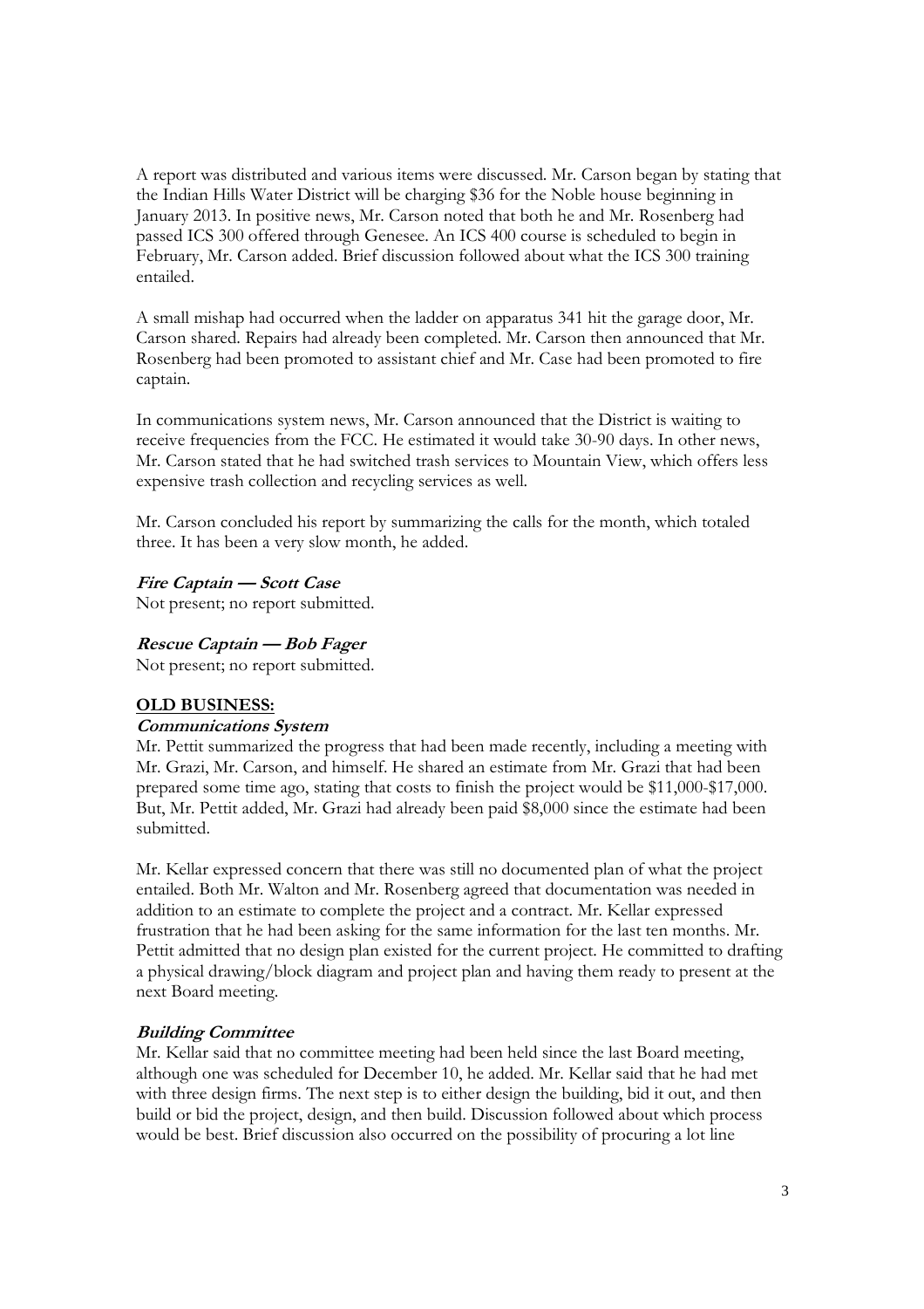A report was distributed and various items were discussed. Mr. Carson began by stating that the Indian Hills Water District will be charging $36 for the Noble house beginning in January 2013. In positive news, Mr. Carson noted that both he and Mr. Rosenberg had passed ICS 300 offered through Genesee. An ICS 400 course is scheduled to begin in February, Mr. Carson added. Brief discussion followed about what the ICS 300 training entailed.

A small mishap had occurred when the ladder on apparatus 341 hit the garage door, Mr. Carson shared. Repairs had already been completed. Mr. Carson then announced that Mr. Rosenberg had been promoted to assistant chief and Mr. Case had been promoted to fire captain.

In communications system news, Mr. Carson announced that the District is waiting to receive frequencies from the FCC. He estimated it would take 30-90 days. In other news, Mr. Carson stated that he had switched trash services to Mountain View, which offers less expensive trash collection and recycling services as well.

Mr. Carson concluded his report by summarizing the calls for the month, which totaled three. It has been a very slow month, he added.

***Fire Captain — Scott Case***
Not present; no report submitted.

***Rescue Captain — Bob Fager***
Not present; no report submitted.

## OLD BUSINESS:

***Communications System***
Mr. Pettit summarized the progress that had been made recently, including a meeting with Mr. Grazi, Mr. Carson, and himself. He shared an estimate from Mr. Grazi that had been prepared some time ago, stating that costs to finish the project would be $11,000-$17,000. But, Mr. Pettit added, Mr. Grazi had already been paid $8,000 since the estimate had been submitted.

Mr. Kellar expressed concern that there was still no documented plan of what the project entailed. Both Mr. Walton and Mr. Rosenberg agreed that documentation was needed in addition to an estimate to complete the project and a contract. Mr. Kellar expressed frustration that he had been asking for the same information for the last ten months. Mr. Pettit admitted that no design plan existed for the current project. He committed to drafting a physical drawing/block diagram and project plan and having them ready to present at the next Board meeting.

***Building Committee***
Mr. Kellar said that no committee meeting had been held since the last Board meeting, although one was scheduled for December 10, he added. Mr. Kellar said that he had met with three design firms. The next step is to either design the building, bid it out, and then build or bid the project, design, and then build. Discussion followed about which process would be best. Brief discussion also occurred on the possibility of procuring a lot line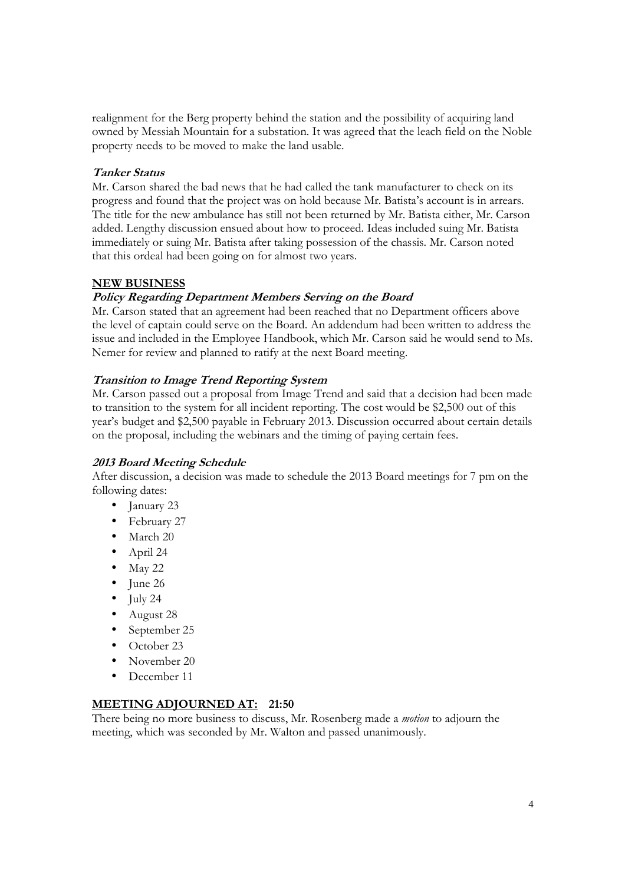realignment for the Berg property behind the station and the possibility of acquiring land owned by Messiah Mountain for a substation. It was agreed that the leach field on the Noble property needs to be moved to make the land usable.

***Tanker Status***

Mr. Carson shared the bad news that he had called the tank manufacturer to check on its progress and found that the project was on hold because Mr. Batista's account is in arrears. The title for the new ambulance has still not been returned by Mr. Batista either, Mr. Carson added. Lengthy discussion ensued about how to proceed. Ideas included suing Mr. Batista immediately or suing Mr. Batista after taking possession of the chassis. Mr. Carson noted that this ordeal had been going on for almost two years.

## NEW BUSINESS

***Policy Regarding Department Members Serving on the Board***

Mr. Carson stated that an agreement had been reached that no Department officers above the level of captain could serve on the Board. An addendum had been written to address the issue and included in the Employee Handbook, which Mr. Carson said he would send to Ms. Nemer for review and planned to ratify at the next Board meeting.

***Transition to Image Trend Reporting System***

Mr. Carson passed out a proposal from Image Trend and said that a decision had been made to transition to the system for all incident reporting. The cost would be $2,500 out of this year's budget and $2,500 payable in February 2013. Discussion occurred about certain details on the proposal, including the webinars and the timing of paying certain fees.

***2013 Board Meeting Schedule***

After discussion, a decision was made to schedule the 2013 Board meetings for 7 pm on the following dates:

- January 23
- February 27
- March 20
- April 24
- May 22
- June 26
- July 24
- August 28
- September 25
- October 23
- November 20
- December 11

## MEETING ADJOURNED AT: 21:50

There being no more business to discuss, Mr. Rosenberg made a *motion* to adjourn the meeting, which was seconded by Mr. Walton and passed unanimously.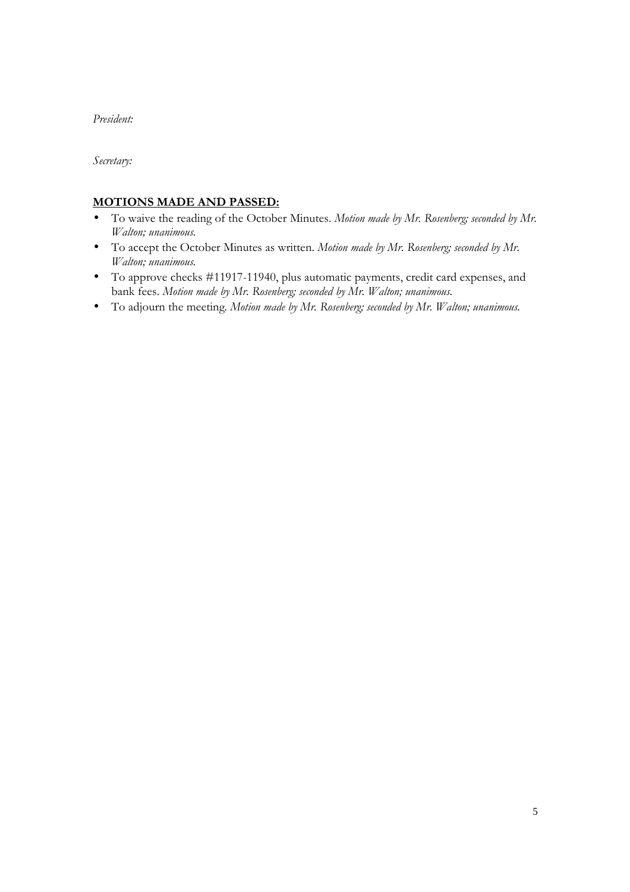*President:*

*Secretary:*

**MOTIONS MADE AND PASSED:**

- To waive the reading of the October Minutes. *Motion made by Mr. Rosenberg; seconded by Mr. Walton; unanimous.*
- To accept the October Minutes as written. *Motion made by Mr. Rosenberg; seconded by Mr. Walton; unanimous.*
- To approve checks #11917-11940, plus automatic payments, credit card expenses, and bank fees. *Motion made by Mr. Rosenberg; seconded by Mr. Walton; unanimous.*
- To adjourn the meeting. *Motion made by Mr. Rosenberg; seconded by Mr. Walton; unanimous.*